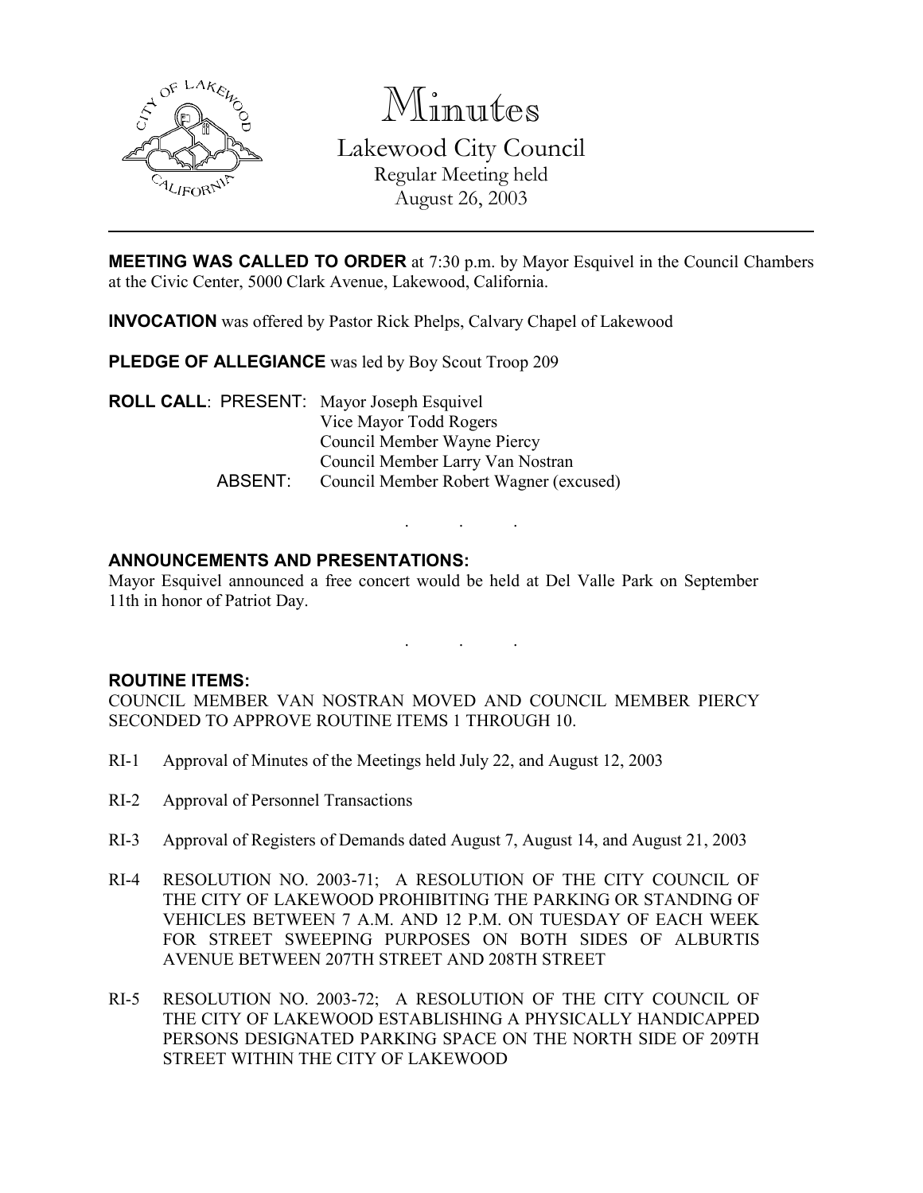# Minutes

## Lakewood City Council

Regular Meeting held
August 26, 2003

---

**MEETING WAS CALLED TO ORDER** at 7:30 p.m. by Mayor Esquivel in the Council Chambers at the Civic Center, 5000 Clark Avenue, Lakewood, California.

**INVOCATION** was offered by Pastor Rick Phelps, Calvary Chapel of Lakewood

**PLEDGE OF ALLEGIANCE** was led by Boy Scout Troop 209

**ROLL CALL**: PRESENT: Mayor Joseph Esquivel
Vice Mayor Todd Rogers
Council Member Wayne Piercy
Council Member Larry Van Nostran
ABSENT: Council Member Robert Wagner (excused)

. . .

### ANNOUNCEMENTS AND PRESENTATIONS:

Mayor Esquivel announced a free concert would be held at Del Valle Park on September 11th in honor of Patriot Day.

. . .

### ROUTINE ITEMS:

COUNCIL MEMBER VAN NOSTRAN MOVED AND COUNCIL MEMBER PIERCY SECONDED TO APPROVE ROUTINE ITEMS 1 THROUGH 10.

RI-1 Approval of Minutes of the Meetings held July 22, and August 12, 2003

RI-2 Approval of Personnel Transactions

RI-3 Approval of Registers of Demands dated August 7, August 14, and August 21, 2003

RI-4 RESOLUTION NO. 2003-71; A RESOLUTION OF THE CITY COUNCIL OF THE CITY OF LAKEWOOD PROHIBITING THE PARKING OR STANDING OF VEHICLES BETWEEN 7 A.M. AND 12 P.M. ON TUESDAY OF EACH WEEK FOR STREET SWEEPING PURPOSES ON BOTH SIDES OF ALBURTIS AVENUE BETWEEN 207TH STREET AND 208TH STREET

RI-5 RESOLUTION NO. 2003-72; A RESOLUTION OF THE CITY COUNCIL OF THE CITY OF LAKEWOOD ESTABLISHING A PHYSICALLY HANDICAPPED PERSONS DESIGNATED PARKING SPACE ON THE NORTH SIDE OF 209TH STREET WITHIN THE CITY OF LAKEWOOD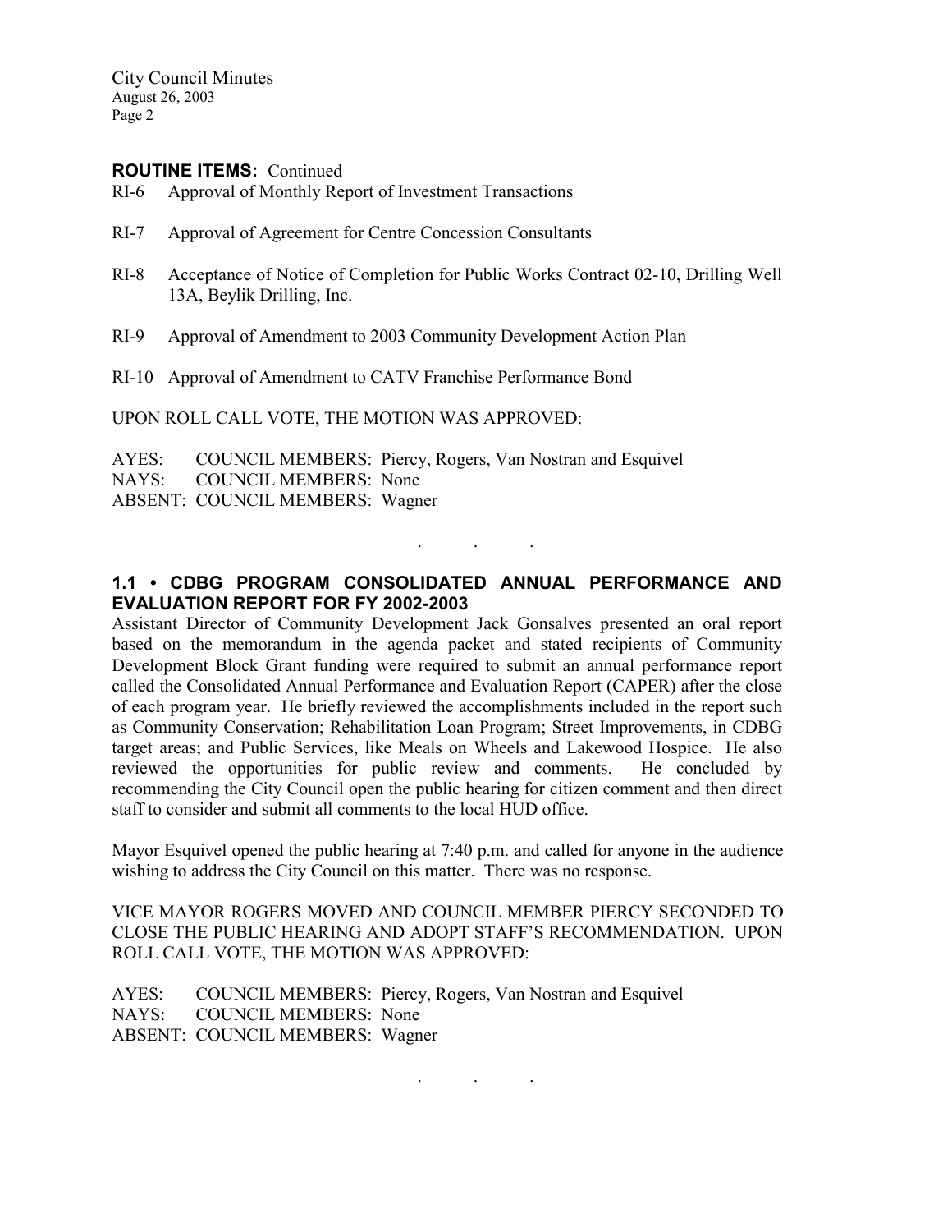**ROUTINE ITEMS:** Continued

RI-6 Approval of Monthly Report of Investment Transactions

RI-7 Approval of Agreement for Centre Concession Consultants

RI-8 Acceptance of Notice of Completion for Public Works Contract 02-10, Drilling Well 13A, Beylik Drilling, Inc.

RI-9 Approval of Amendment to 2003 Community Development Action Plan

RI-10 Approval of Amendment to CATV Franchise Performance Bond

UPON ROLL CALL VOTE, THE MOTION WAS APPROVED:

AYES: COUNCIL MEMBERS: Piercy, Rogers, Van Nostran and Esquivel
NAYS: COUNCIL MEMBERS: None
ABSENT: COUNCIL MEMBERS: Wagner

. . .

## 1.1 • CDBG PROGRAM CONSOLIDATED ANNUAL PERFORMANCE AND EVALUATION REPORT FOR FY 2002-2003

Assistant Director of Community Development Jack Gonsalves presented an oral report based on the memorandum in the agenda packet and stated recipients of Community Development Block Grant funding were required to submit an annual performance report called the Consolidated Annual Performance and Evaluation Report (CAPER) after the close of each program year. He briefly reviewed the accomplishments included in the report such as Community Conservation; Rehabilitation Loan Program; Street Improvements, in CDBG target areas; and Public Services, like Meals on Wheels and Lakewood Hospice. He also reviewed the opportunities for public review and comments. He concluded by recommending the City Council open the public hearing for citizen comment and then direct staff to consider and submit all comments to the local HUD office.

Mayor Esquivel opened the public hearing at 7:40 p.m. and called for anyone in the audience wishing to address the City Council on this matter. There was no response.

VICE MAYOR ROGERS MOVED AND COUNCIL MEMBER PIERCY SECONDED TO CLOSE THE PUBLIC HEARING AND ADOPT STAFF'S RECOMMENDATION. UPON ROLL CALL VOTE, THE MOTION WAS APPROVED:

AYES: COUNCIL MEMBERS: Piercy, Rogers, Van Nostran and Esquivel
NAYS: COUNCIL MEMBERS: None
ABSENT: COUNCIL MEMBERS: Wagner

. . .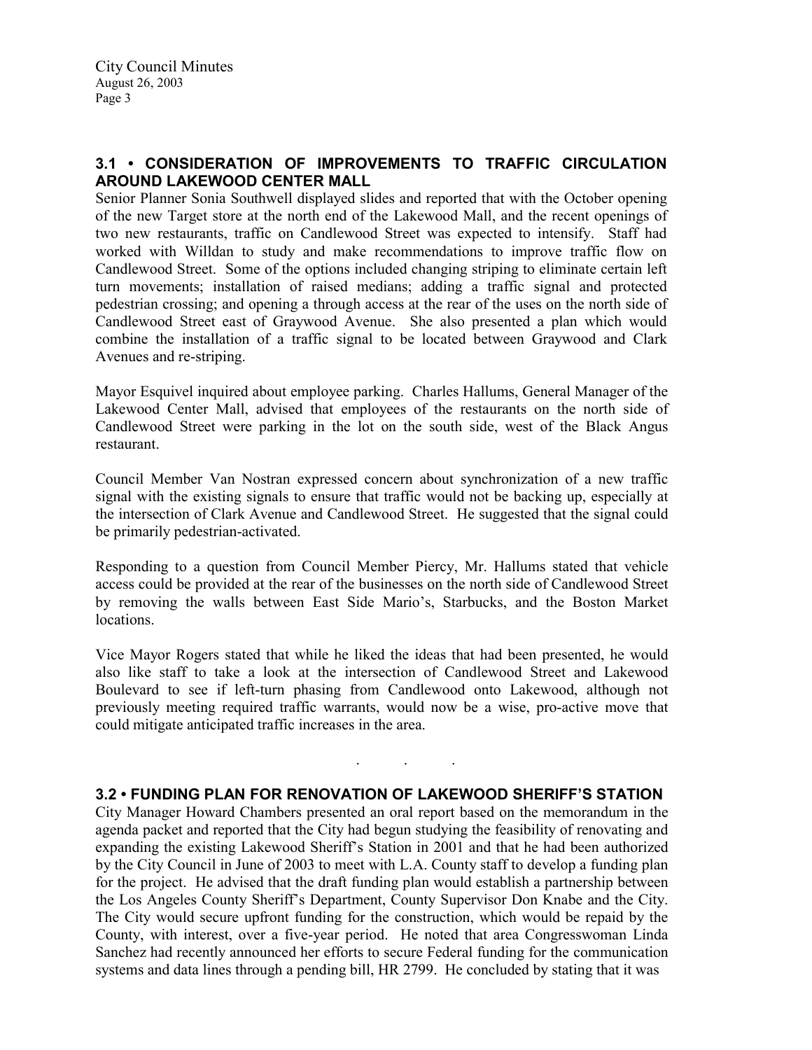### 3.1 • CONSIDERATION OF IMPROVEMENTS TO TRAFFIC CIRCULATION AROUND LAKEWOOD CENTER MALL

Senior Planner Sonia Southwell displayed slides and reported that with the October opening of the new Target store at the north end of the Lakewood Mall, and the recent openings of two new restaurants, traffic on Candlewood Street was expected to intensify. Staff had worked with Willdan to study and make recommendations to improve traffic flow on Candlewood Street. Some of the options included changing striping to eliminate certain left turn movements; installation of raised medians; adding a traffic signal and protected pedestrian crossing; and opening a through access at the rear of the uses on the north side of Candlewood Street east of Graywood Avenue. She also presented a plan which would combine the installation of a traffic signal to be located between Graywood and Clark Avenues and re-striping.

Mayor Esquivel inquired about employee parking. Charles Hallums, General Manager of the Lakewood Center Mall, advised that employees of the restaurants on the north side of Candlewood Street were parking in the lot on the south side, west of the Black Angus restaurant.

Council Member Van Nostran expressed concern about synchronization of a new traffic signal with the existing signals to ensure that traffic would not be backing up, especially at the intersection of Clark Avenue and Candlewood Street. He suggested that the signal could be primarily pedestrian-activated.

Responding to a question from Council Member Piercy, Mr. Hallums stated that vehicle access could be provided at the rear of the businesses on the north side of Candlewood Street by removing the walls between East Side Mario's, Starbucks, and the Boston Market locations.

Vice Mayor Rogers stated that while he liked the ideas that had been presented, he would also like staff to take a look at the intersection of Candlewood Street and Lakewood Boulevard to see if left-turn phasing from Candlewood onto Lakewood, although not previously meeting required traffic warrants, would now be a wise, pro-active move that could mitigate anticipated traffic increases in the area.

. . .

### 3.2 • FUNDING PLAN FOR RENOVATION OF LAKEWOOD SHERIFF'S STATION

City Manager Howard Chambers presented an oral report based on the memorandum in the agenda packet and reported that the City had begun studying the feasibility of renovating and expanding the existing Lakewood Sheriff's Station in 2001 and that he had been authorized by the City Council in June of 2003 to meet with L.A. County staff to develop a funding plan for the project. He advised that the draft funding plan would establish a partnership between the Los Angeles County Sheriff's Department, County Supervisor Don Knabe and the City. The City would secure upfront funding for the construction, which would be repaid by the County, with interest, over a five-year period. He noted that area Congresswoman Linda Sanchez had recently announced her efforts to secure Federal funding for the communication systems and data lines through a pending bill, HR 2799. He concluded by stating that it was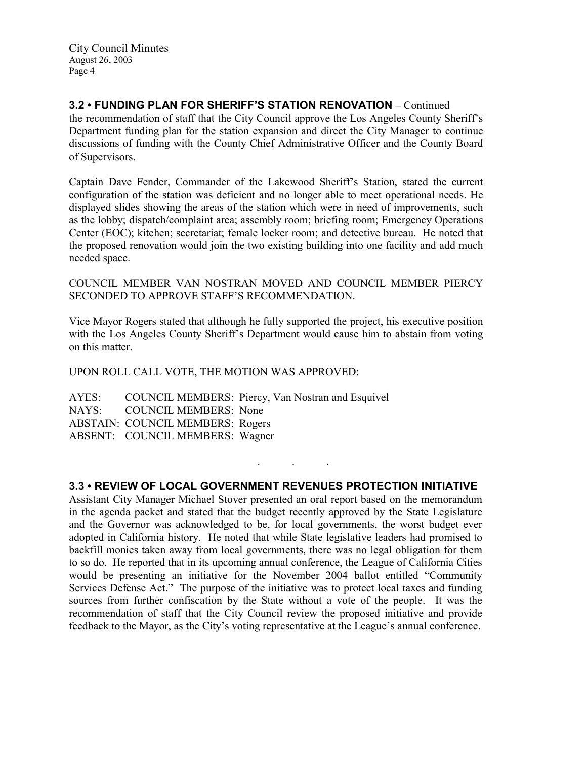### 3.2 • FUNDING PLAN FOR SHERIFF'S STATION RENOVATION – Continued

the recommendation of staff that the City Council approve the Los Angeles County Sheriff's Department funding plan for the station expansion and direct the City Manager to continue discussions of funding with the County Chief Administrative Officer and the County Board of Supervisors.

Captain Dave Fender, Commander of the Lakewood Sheriff's Station, stated the current configuration of the station was deficient and no longer able to meet operational needs. He displayed slides showing the areas of the station which were in need of improvements, such as the lobby; dispatch/complaint area; assembly room; briefing room; Emergency Operations Center (EOC); kitchen; secretariat; female locker room; and detective bureau. He noted that the proposed renovation would join the two existing building into one facility and add much needed space.

COUNCIL MEMBER VAN NOSTRAN MOVED AND COUNCIL MEMBER PIERCY SECONDED TO APPROVE STAFF'S RECOMMENDATION.

Vice Mayor Rogers stated that although he fully supported the project, his executive position with the Los Angeles County Sheriff's Department would cause him to abstain from voting on this matter.

UPON ROLL CALL VOTE, THE MOTION WAS APPROVED:

AYES: COUNCIL MEMBERS: Piercy, Van Nostran and Esquivel
NAYS: COUNCIL MEMBERS: None
ABSTAIN: COUNCIL MEMBERS: Rogers
ABSENT: COUNCIL MEMBERS: Wagner

. . .

### 3.3 • REVIEW OF LOCAL GOVERNMENT REVENUES PROTECTION INITIATIVE

Assistant City Manager Michael Stover presented an oral report based on the memorandum in the agenda packet and stated that the budget recently approved by the State Legislature and the Governor was acknowledged to be, for local governments, the worst budget ever adopted in California history. He noted that while State legislative leaders had promised to backfill monies taken away from local governments, there was no legal obligation for them to so do. He reported that in its upcoming annual conference, the League of California Cities would be presenting an initiative for the November 2004 ballot entitled "Community Services Defense Act." The purpose of the initiative was to protect local taxes and funding sources from further confiscation by the State without a vote of the people. It was the recommendation of staff that the City Council review the proposed initiative and provide feedback to the Mayor, as the City's voting representative at the League's annual conference.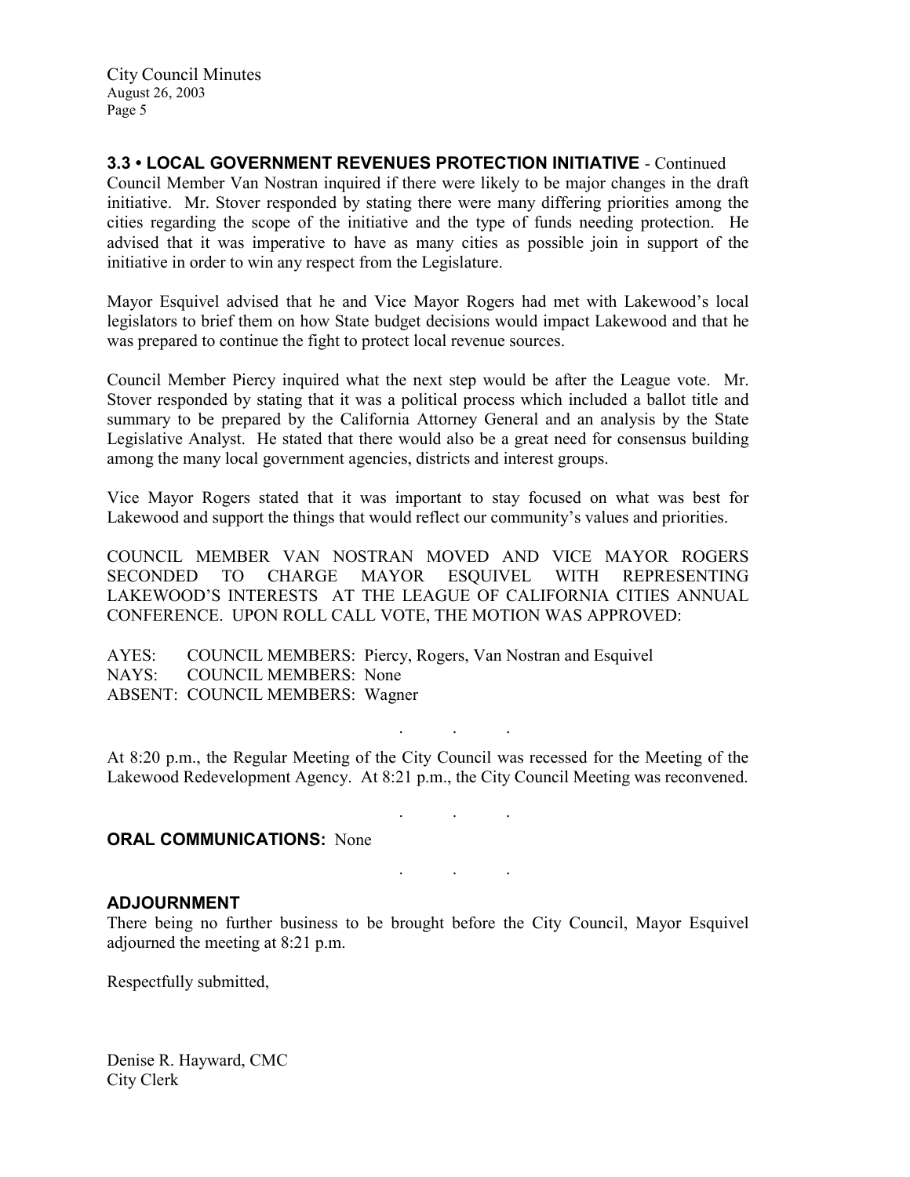### 3.3 • LOCAL GOVERNMENT REVENUES PROTECTION INITIATIVE - Continued

Council Member Van Nostran inquired if there were likely to be major changes in the draft initiative. Mr. Stover responded by stating there were many differing priorities among the cities regarding the scope of the initiative and the type of funds needing protection. He advised that it was imperative to have as many cities as possible join in support of the initiative in order to win any respect from the Legislature.

Mayor Esquivel advised that he and Vice Mayor Rogers had met with Lakewood's local legislators to brief them on how State budget decisions would impact Lakewood and that he was prepared to continue the fight to protect local revenue sources.

Council Member Piercy inquired what the next step would be after the League vote. Mr. Stover responded by stating that it was a political process which included a ballot title and summary to be prepared by the California Attorney General and an analysis by the State Legislative Analyst. He stated that there would also be a great need for consensus building among the many local government agencies, districts and interest groups.

Vice Mayor Rogers stated that it was important to stay focused on what was best for Lakewood and support the things that would reflect our community's values and priorities.

COUNCIL MEMBER VAN NOSTRAN MOVED AND VICE MAYOR ROGERS SECONDED TO CHARGE MAYOR ESQUIVEL WITH REPRESENTING LAKEWOOD'S INTERESTS AT THE LEAGUE OF CALIFORNIA CITIES ANNUAL CONFERENCE. UPON ROLL CALL VOTE, THE MOTION WAS APPROVED:

AYES: COUNCIL MEMBERS: Piercy, Rogers, Van Nostran and Esquivel
NAYS: COUNCIL MEMBERS: None
ABSENT: COUNCIL MEMBERS: Wagner

. . .

At 8:20 p.m., the Regular Meeting of the City Council was recessed for the Meeting of the Lakewood Redevelopment Agency. At 8:21 p.m., the City Council Meeting was reconvened.

. . .

### ORAL COMMUNICATIONS: None

. . .

### ADJOURNMENT

There being no further business to be brought before the City Council, Mayor Esquivel adjourned the meeting at 8:21 p.m.

Respectfully submitted,

Denise R. Hayward, CMC
City Clerk